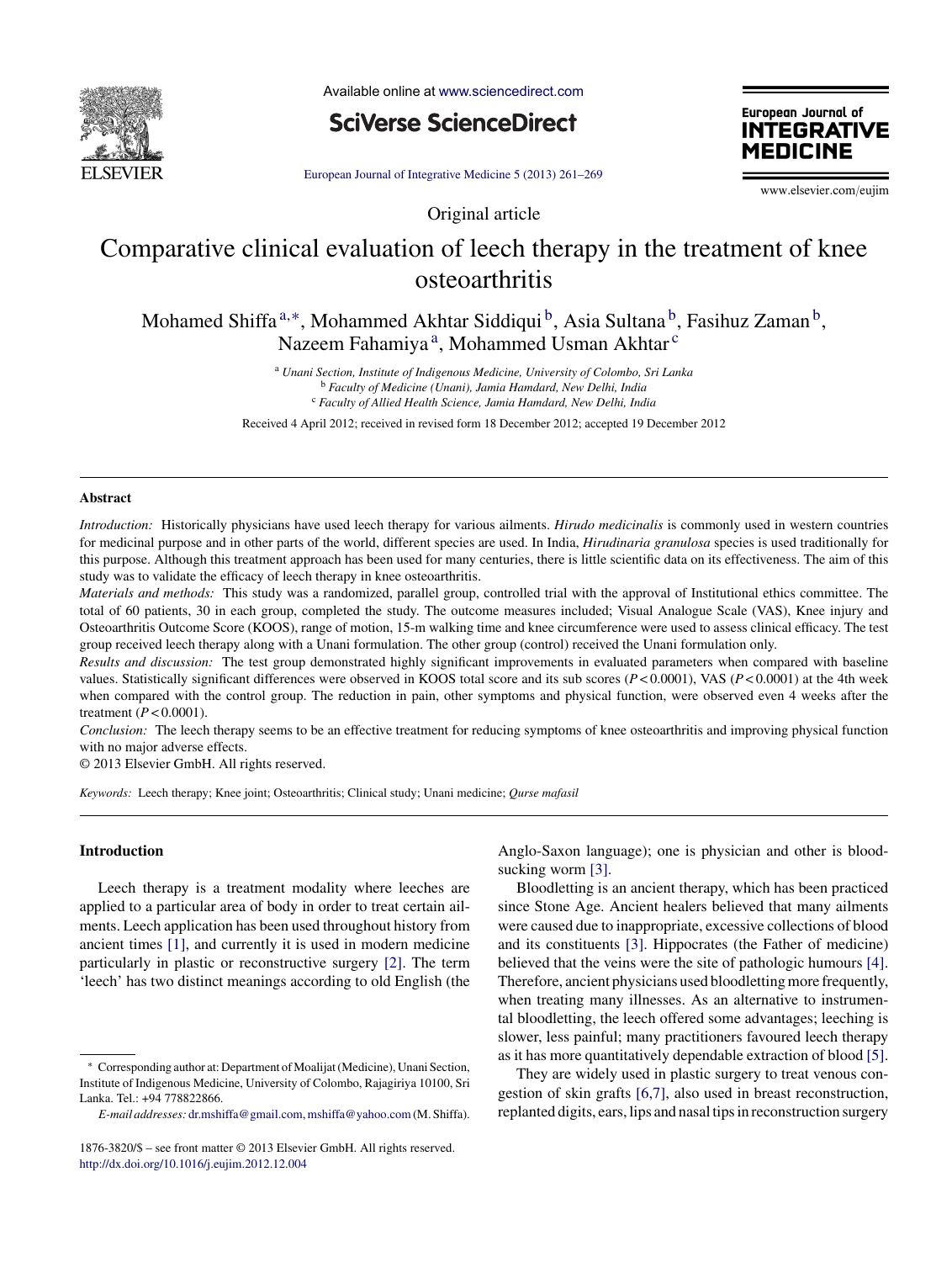Original article

# Comparative clinical evaluation of leech therapy in the treatment of knee osteoarthritis

Mohamed Shiffa [a,*], Mohammed Akhtar Siddiqui [b], Asia Sultana [b], Fasihuz Zaman [b], Nazeem Fahamiya [a], Mohammed Usman Akhtar [c]

[a] *Unani Section, Institute of Indigenous Medicine, University of Colombo, Sri Lanka*
[b] *Faculty of Medicine (Unani), Jamia Hamdard, New Delhi, India*
[c] *Faculty of Allied Health Science, Jamia Hamdard, New Delhi, India*

Received 4 April 2012; received in revised form 18 December 2012; accepted 19 December 2012

## Abstract

*Introduction:* Historically physicians have used leech therapy for various ailments. *Hirudo medicinalis* is commonly used in western countries for medicinal purpose and in other parts of the world, different species are used. In India, *Hirudinaria granulosa* species is used traditionally for this purpose. Although this treatment approach has been used for many centuries, there is little scientific data on its effectiveness. The aim of this study was to validate the efficacy of leech therapy in knee osteoarthritis.

*Materials and methods:* This study was a randomized, parallel group, controlled trial with the approval of Institutional ethics committee. The total of 60 patients, 30 in each group, completed the study. The outcome measures included; Visual Analogue Scale (VAS), Knee injury and Osteoarthritis Outcome Score (KOOS), range of motion, 15-m walking time and knee circumference were used to assess clinical efficacy. The test group received leech therapy along with a Unani formulation. The other group (control) received the Unani formulation only.

*Results and discussion:* The test group demonstrated highly significant improvements in evaluated parameters when compared with baseline values. Statistically significant differences were observed in KOOS total score and its sub scores ($P < 0.0001$), VAS ($P < 0.0001$) at the 4th week when compared with the control group. The reduction in pain, other symptoms and physical function, were observed even 4 weeks after the treatment ($P < 0.0001$).

*Conclusion:* The leech therapy seems to be an effective treatment for reducing symptoms of knee osteoarthritis and improving physical function with no major adverse effects.

© 2013 Elsevier GmbH. All rights reserved.

*Keywords:* Leech therapy; Knee joint; Osteoarthritis; Clinical study; Unani medicine; *Qurse mafasil*

## Introduction

Leech therapy is a treatment modality where leeches are applied to a particular area of body in order to treat certain ailments. Leech application has been used throughout history from ancient times [1], and currently it is used in modern medicine particularly in plastic or reconstructive surgery [2]. The term 'leech' has two distinct meanings according to old English (the Anglo-Saxon language); one is physician and other is blood-sucking worm [3].

Bloodletting is an ancient therapy, which has been practiced since Stone Age. Ancient healers believed that many ailments were caused due to inappropriate, excessive collections of blood and its constituents [3]. Hippocrates (the Father of medicine) believed that the veins were the site of pathologic humours [4]. Therefore, ancient physicians used bloodletting more frequently, when treating many illnesses. As an alternative to instrumental bloodletting, the leech offered some advantages; leeching is slower, less painful; many practitioners favoured leech therapy as it has more quantitatively dependable extraction of blood [5].

They are widely used in plastic surgery to treat venous congestion of skin grafts [6,7], also used in breast reconstruction, replanted digits, ears, lips and nasal tips in reconstruction surgery

* Corresponding author at: Department of Moalijat (Medicine), Unani Section, Institute of Indigenous Medicine, University of Colombo, Rajagiriya 10100, Sri Lanka. Tel.: +94 778822866.

*E-mail addresses:* dr.mshiffa@gmail.com, mshiffa@yahoo.com (M. Shiffa).

1876-3820/$ – see front matter © 2013 Elsevier GmbH. All rights reserved.
http://dx.doi.org/10.1016/j.eujim.2012.12.004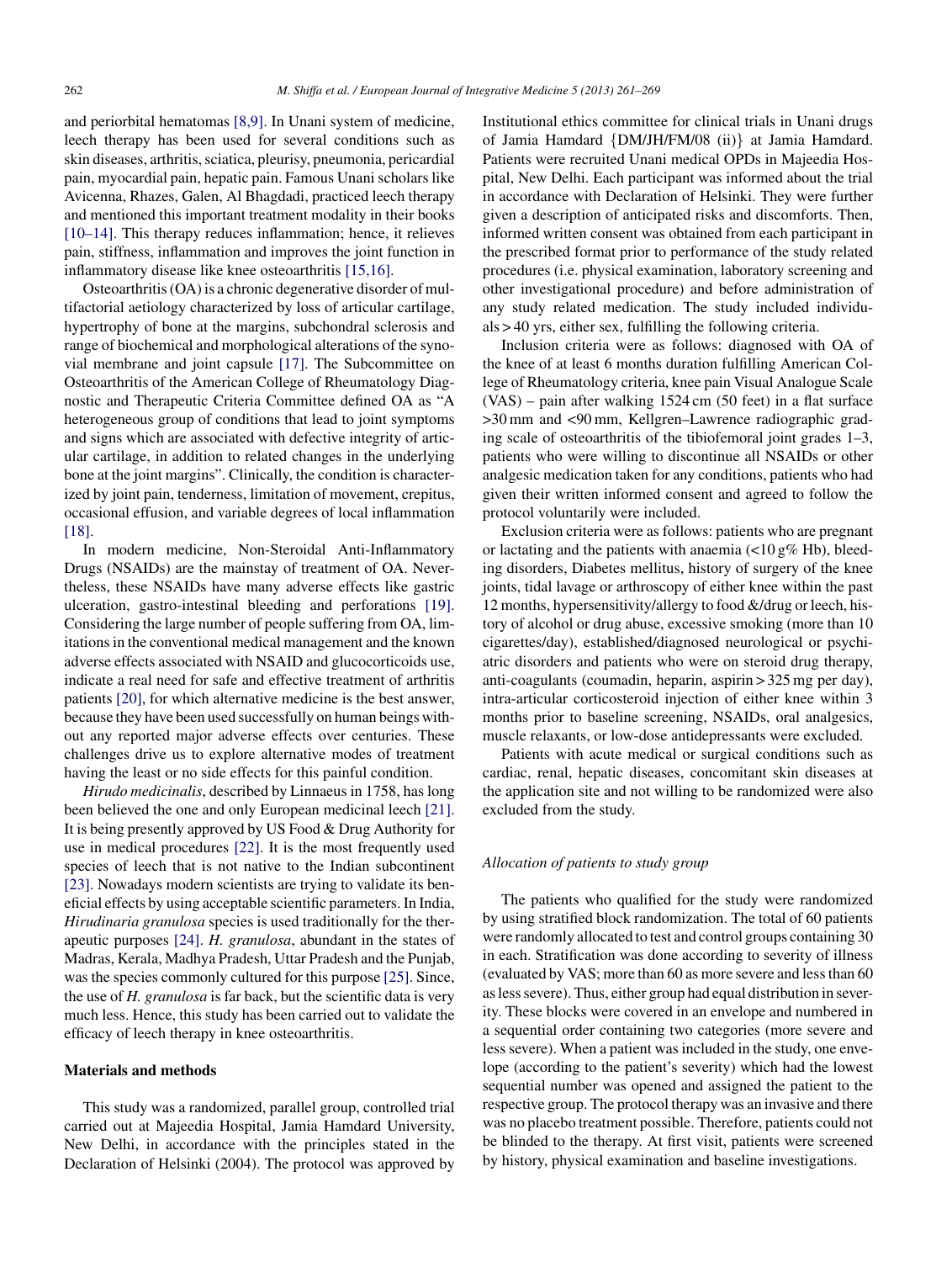and periorbital hematomas [8,9]. In Unani system of medicine, leech therapy has been used for several conditions such as skin diseases, arthritis, sciatica, pleurisy, pneumonia, pericardial pain, myocardial pain, hepatic pain. Famous Unani scholars like Avicenna, Rhazes, Galen, Al Bhagdadi, practiced leech therapy and mentioned this important treatment modality in their books [10–14]. This therapy reduces inflammation; hence, it relieves pain, stiffness, inflammation and improves the joint function in inflammatory disease like knee osteoarthritis [15,16].

Osteoarthritis (OA) is a chronic degenerative disorder of multifactorial aetiology characterized by loss of articular cartilage, hypertrophy of bone at the margins, subchondral sclerosis and range of biochemical and morphological alterations of the synovial membrane and joint capsule [17]. The Subcommittee on Osteoarthritis of the American College of Rheumatology Diagnostic and Therapeutic Criteria Committee defined OA as "A heterogeneous group of conditions that lead to joint symptoms and signs which are associated with defective integrity of articular cartilage, in addition to related changes in the underlying bone at the joint margins". Clinically, the condition is characterized by joint pain, tenderness, limitation of movement, crepitus, occasional effusion, and variable degrees of local inflammation [18].

In modern medicine, Non-Steroidal Anti-Inflammatory Drugs (NSAIDs) are the mainstay of treatment of OA. Nevertheless, these NSAIDs have many adverse effects like gastric ulceration, gastro-intestinal bleeding and perforations [19]. Considering the large number of people suffering from OA, limitations in the conventional medical management and the known adverse effects associated with NSAID and glucocorticoids use, indicate a real need for safe and effective treatment of arthritis patients [20], for which alternative medicine is the best answer, because they have been used successfully on human beings without any reported major adverse effects over centuries. These challenges drive us to explore alternative modes of treatment having the least or no side effects for this painful condition.

*Hirudo medicinalis*, described by Linnaeus in 1758, has long been believed the one and only European medicinal leech [21]. It is being presently approved by US Food & Drug Authority for use in medical procedures [22]. It is the most frequently used species of leech that is not native to the Indian subcontinent [23]. Nowadays modern scientists are trying to validate its beneficial effects by using acceptable scientific parameters. In India, *Hirudinaria granulosa* species is used traditionally for the therapeutic purposes [24]. *H. granulosa*, abundant in the states of Madras, Kerala, Madhya Pradesh, Uttar Pradesh and the Punjab, was the species commonly cultured for this purpose [25]. Since, the use of *H. granulosa* is far back, but the scientific data is very much less. Hence, this study has been carried out to validate the efficacy of leech therapy in knee osteoarthritis.

## Materials and methods

This study was a randomized, parallel group, controlled trial carried out at Majeedia Hospital, Jamia Hamdard University, New Delhi, in accordance with the principles stated in the Declaration of Helsinki (2004). The protocol was approved by Institutional ethics committee for clinical trials in Unani drugs of Jamia Hamdard {DM/JH/FM/08 (ii)} at Jamia Hamdard. Patients were recruited Unani medical OPDs in Majeedia Hospital, New Delhi. Each participant was informed about the trial in accordance with Declaration of Helsinki. They were further given a description of anticipated risks and discomforts. Then, informed written consent was obtained from each participant in the prescribed format prior to performance of the study related procedures (i.e. physical examination, laboratory screening and other investigational procedure) and before administration of any study related medication. The study included individuals > 40 yrs, either sex, fulfilling the following criteria.

Inclusion criteria were as follows: diagnosed with OA of the knee of at least 6 months duration fulfilling American College of Rheumatology criteria, knee pain Visual Analogue Scale (VAS) – pain after walking 1524 cm (50 feet) in a flat surface >30 mm and <90 mm, Kellgren–Lawrence radiographic grading scale of osteoarthritis of the tibiofemoral joint grades 1–3, patients who were willing to discontinue all NSAIDs or other analgesic medication taken for any conditions, patients who had given their written informed consent and agreed to follow the protocol voluntarily were included.

Exclusion criteria were as follows: patients who are pregnant or lactating and the patients with anaemia (<10 g% Hb), bleeding disorders, Diabetes mellitus, history of surgery of the knee joints, tidal lavage or arthroscopy of either knee within the past 12 months, hypersensitivity/allergy to food &/drug or leech, history of alcohol or drug abuse, excessive smoking (more than 10 cigarettes/day), established/diagnosed neurological or psychiatric disorders and patients who were on steroid drug therapy, anti-coagulants (coumadin, heparin, aspirin > 325 mg per day), intra-articular corticosteroid injection of either knee within 3 months prior to baseline screening, NSAIDs, oral analgesics, muscle relaxants, or low-dose antidepressants were excluded.

Patients with acute medical or surgical conditions such as cardiac, renal, hepatic diseases, concomitant skin diseases at the application site and not willing to be randomized were also excluded from the study.

### *Allocation of patients to study group*

The patients who qualified for the study were randomized by using stratified block randomization. The total of 60 patients were randomly allocated to test and control groups containing 30 in each. Stratification was done according to severity of illness (evaluated by VAS; more than 60 as more severe and less than 60 as less severe). Thus, either group had equal distribution in severity. These blocks were covered in an envelope and numbered in a sequential order containing two categories (more severe and less severe). When a patient was included in the study, one envelope (according to the patient's severity) which had the lowest sequential number was opened and assigned the patient to the respective group. The protocol therapy was an invasive and there was no placebo treatment possible. Therefore, patients could not be blinded to the therapy. At first visit, patients were screened by history, physical examination and baseline investigations.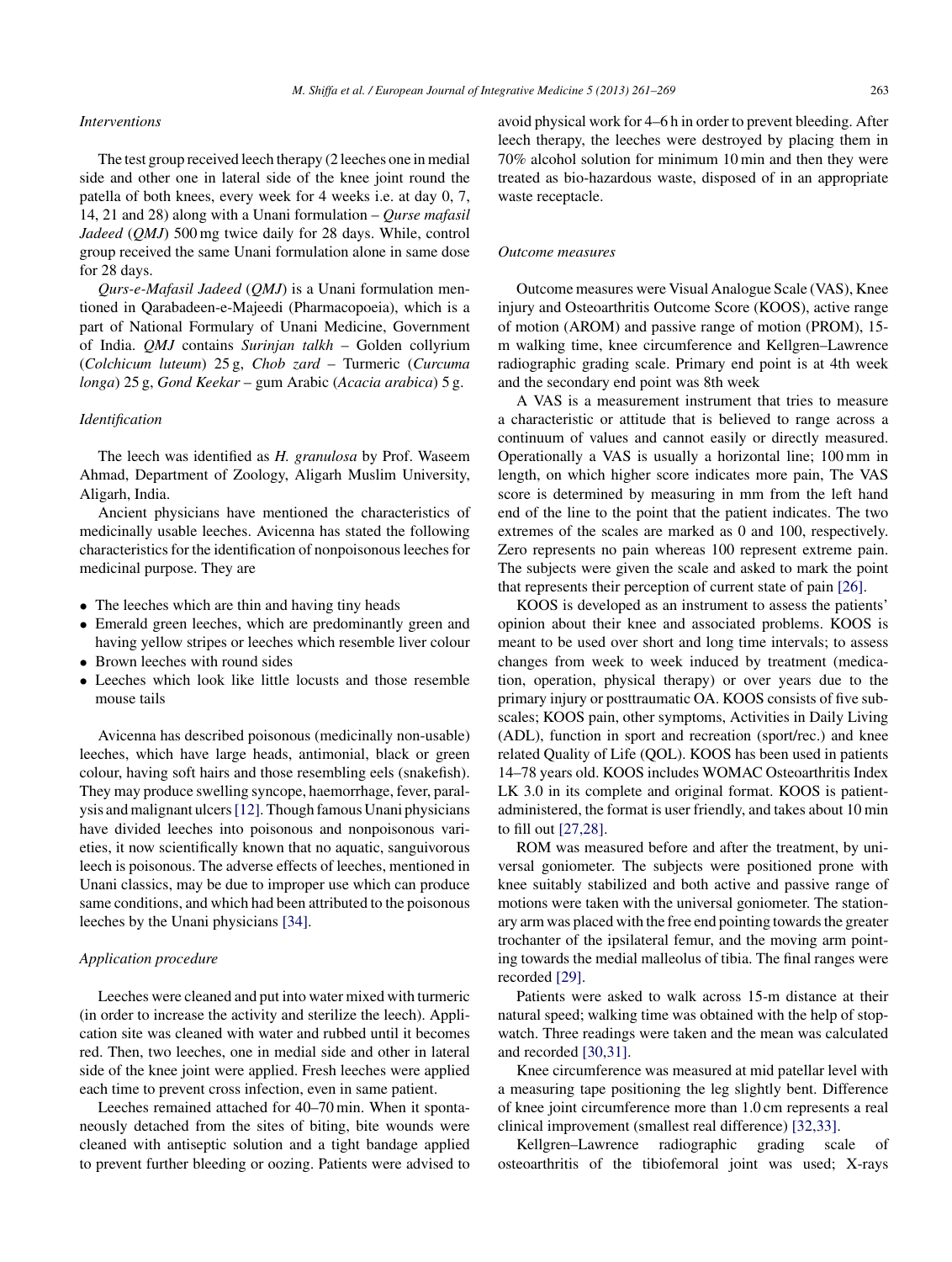### *Interventions*

The test group received leech therapy (2 leeches one in medial side and other one in lateral side of the knee joint round the patella of both knees, every week for 4 weeks i.e. at day 0, 7, 14, 21 and 28) along with a Unani formulation – *Qurse mafasil Jadeed* (*QMJ*) 500 mg twice daily for 28 days. While, control group received the same Unani formulation alone in same dose for 28 days.

*Qurs-e-Mafasil Jadeed* (*QMJ*) is a Unani formulation mentioned in Qarabadeen-e-Majeedi (Pharmacopoeia), which is a part of National Formulary of Unani Medicine, Government of India. *QMJ* contains *Surinjan talkh* – Golden collyrium (*Colchicum luteum*) 25 g, *Chob zard* – Turmeric (*Curcuma longa*) 25 g, *Gond Keekar* – gum Arabic (*Acacia arabica*) 5 g.

### *Identification*

The leech was identified as *H. granulosa* by Prof. Waseem Ahmad, Department of Zoology, Aligarh Muslim University, Aligarh, India.

Ancient physicians have mentioned the characteristics of medicinally usable leeches. Avicenna has stated the following characteristics for the identification of nonpoisonous leeches for medicinal purpose. They are

- The leeches which are thin and having tiny heads
- Emerald green leeches, which are predominantly green and having yellow stripes or leeches which resemble liver colour
- Brown leeches with round sides
- Leeches which look like little locusts and those resemble mouse tails

Avicenna has described poisonous (medicinally non-usable) leeches, which have large heads, antimonial, black or green colour, having soft hairs and those resembling eels (snakefish). They may produce swelling syncope, haemorrhage, fever, paralysis and malignant ulcers [12]. Though famous Unani physicians have divided leeches into poisonous and nonpoisonous varieties, it now scientifically known that no aquatic, sanguivorous leech is poisonous. The adverse effects of leeches, mentioned in Unani classics, may be due to improper use which can produce same conditions, and which had been attributed to the poisonous leeches by the Unani physicians [34].

### *Application procedure*

Leeches were cleaned and put into water mixed with turmeric (in order to increase the activity and sterilize the leech). Application site was cleaned with water and rubbed until it becomes red. Then, two leeches, one in medial side and other in lateral side of the knee joint were applied. Fresh leeches were applied each time to prevent cross infection, even in same patient.

Leeches remained attached for 40–70 min. When it spontaneously detached from the sites of biting, bite wounds were cleaned with antiseptic solution and a tight bandage applied to prevent further bleeding or oozing. Patients were advised to avoid physical work for 4–6 h in order to prevent bleeding. After leech therapy, the leeches were destroyed by placing them in 70% alcohol solution for minimum 10 min and then they were treated as bio-hazardous waste, disposed of in an appropriate waste receptacle.

### *Outcome measures*

Outcome measures were Visual Analogue Scale (VAS), Knee injury and Osteoarthritis Outcome Score (KOOS), active range of motion (AROM) and passive range of motion (PROM), 15-m walking time, knee circumference and Kellgren–Lawrence radiographic grading scale. Primary end point is at 4th week and the secondary end point was 8th week

A VAS is a measurement instrument that tries to measure a characteristic or attitude that is believed to range across a continuum of values and cannot easily or directly measured. Operationally a VAS is usually a horizontal line; 100 mm in length, on which higher score indicates more pain, The VAS score is determined by measuring in mm from the left hand end of the line to the point that the patient indicates. The two extremes of the scales are marked as 0 and 100, respectively. Zero represents no pain whereas 100 represent extreme pain. The subjects were given the scale and asked to mark the point that represents their perception of current state of pain [26].

KOOS is developed as an instrument to assess the patients' opinion about their knee and associated problems. KOOS is meant to be used over short and long time intervals; to assess changes from week to week induced by treatment (medication, operation, physical therapy) or over years due to the primary injury or posttraumatic OA. KOOS consists of five subscales; KOOS pain, other symptoms, Activities in Daily Living (ADL), function in sport and recreation (sport/rec.) and knee related Quality of Life (QOL). KOOS has been used in patients 14–78 years old. KOOS includes WOMAC Osteoarthritis Index LK 3.0 in its complete and original format. KOOS is patient-administered, the format is user friendly, and takes about 10 min to fill out [27,28].

ROM was measured before and after the treatment, by universal goniometer. The subjects were positioned prone with knee suitably stabilized and both active and passive range of motions were taken with the universal goniometer. The stationary arm was placed with the free end pointing towards the greater trochanter of the ipsilateral femur, and the moving arm pointing towards the medial malleolus of tibia. The final ranges were recorded [29].

Patients were asked to walk across 15-m distance at their natural speed; walking time was obtained with the help of stopwatch. Three readings were taken and the mean was calculated and recorded [30,31].

Knee circumference was measured at mid patellar level with a measuring tape positioning the leg slightly bent. Difference of knee joint circumference more than 1.0 cm represents a real clinical improvement (smallest real difference) [32,33].

Kellgren–Lawrence radiographic grading scale of osteoarthritis of the tibiofemoral joint was used; X-rays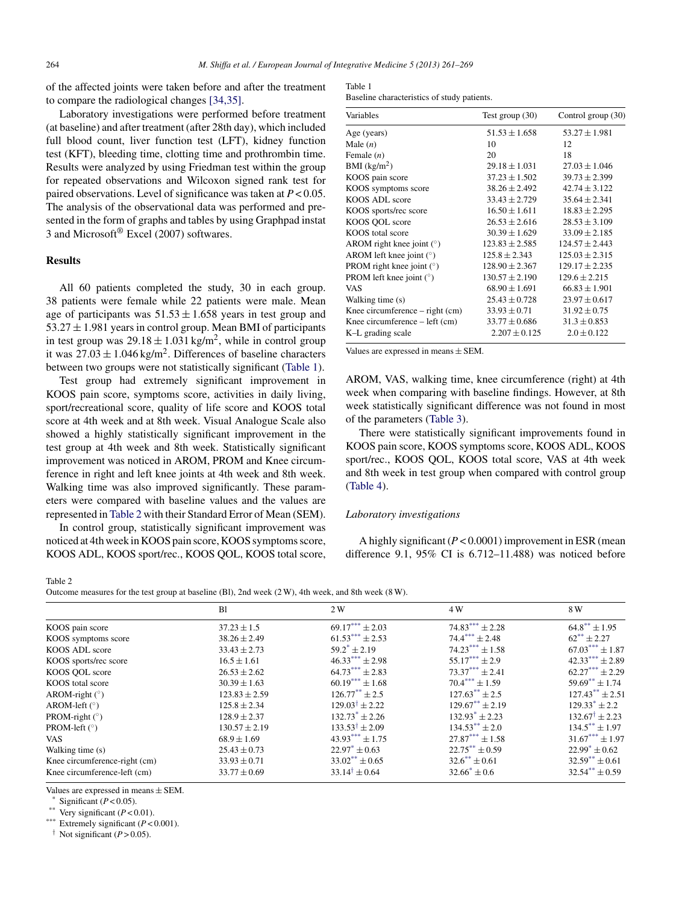of the affected joints were taken before and after the treatment to compare the radiological changes [34,35].

Laboratory investigations were performed before treatment (at baseline) and after treatment (after 28th day), which included full blood count, liver function test (LFT), kidney function test (KFT), bleeding time, clotting time and prothrombin time. Results were analyzed by using Friedman test within the group for repeated observations and Wilcoxon signed rank test for paired observations. Level of significance was taken at $P < 0.05$. The analysis of the observational data was performed and presented in the form of graphs and tables by using Graphpad instat 3 and Microsoft® Excel (2007) softwares.

## Results

All 60 patients completed the study, 30 in each group. 38 patients were female while 22 patients were male. Mean age of participants was $51.53 \pm 1.658$ years in test group and $53.27 \pm 1.981$ years in control group. Mean BMI of participants in test group was $29.18 \pm 1.031$ kg/m$^2$, while in control group it was $27.03 \pm 1.046$ kg/m$^2$. Differences of baseline characters between two groups were not statistically significant (Table 1).

Test group had extremely significant improvement in KOOS pain score, symptoms score, activities in daily living, sport/recreational score, quality of life score and KOOS total score at 4th week and at 8th week. Visual Analogue Scale also showed a highly statistically significant improvement in the test group at 4th week and 8th week. Statistically significant improvement was noticed in AROM, PROM and Knee circumference in right and left knee joints at 4th week and 8th week. Walking time was also improved significantly. These parameters were compared with baseline values and the values are represented in Table 2 with their Standard Error of Mean (SEM).

In control group, statistically significant improvement was noticed at 4th week in KOOS pain score, KOOS symptoms score, KOOS ADL, KOOS sport/rec., KOOS QOL, KOOS total score, AROM, VAS, walking time, knee circumference (right) at 4th week when comparing with baseline findings. However, at 8th week statistically significant difference was not found in most of the parameters (Table 3).

There were statistically significant improvements found in KOOS pain score, KOOS symptoms score, KOOS ADL, KOOS sport/rec., KOOS QOL, KOOS total score, VAS at 4th week and 8th week in test group when compared with control group (Table 4).

### *Laboratory investigations*

A highly significant ($P < 0.0001$) improvement in ESR (mean difference 9.1, 95% CI is 6.712–11.488) was noticed before

Table 1
Baseline characteristics of study patients.

| Variables | Test group (30) | Control group (30) |
|---|---|---|
| Age (years) | $51.53 \pm 1.658$ | $53.27 \pm 1.981$ |
| Male ($n$) | 10 | 12 |
| Female ($n$) | 20 | 18 |
| BMI (kg/m$^2$) | $29.18 \pm 1.031$ | $27.03 \pm 1.046$ |
| KOOS pain score | $37.23 \pm 1.502$ | $39.73 \pm 2.399$ |
| KOOS symptoms score | $38.26 \pm 2.492$ | $42.74 \pm 3.122$ |
| KOOS ADL score | $33.43 \pm 2.729$ | $35.64 \pm 2.341$ |
| KOOS sports/rec score | $16.50 \pm 1.611$ | $18.83 \pm 2.295$ |
| KOOS QOL score | $26.53 \pm 2.616$ | $28.53 \pm 3.109$ |
| KOOS total score | $30.39 \pm 1.629$ | $33.09 \pm 2.185$ |
| AROM right knee joint (°) | $123.83 \pm 2.585$ | $124.57 \pm 2.443$ |
| AROM left knee joint (°) | $125.8 \pm 2.343$ | $125.03 \pm 2.315$ |
| PROM right knee joint (°) | $128.90 \pm 2.367$ | $129.17 \pm 2.235$ |
| PROM left knee joint (°) | $130.57 \pm 2.190$ | $129.6 \pm 2.215$ |
| VAS | $68.90 \pm 1.691$ | $66.83 \pm 1.901$ |
| Walking time (s) | $25.43 \pm 0.728$ | $23.97 \pm 0.617$ |
| Knee circumference – right (cm) | $33.93 \pm 0.71$ | $31.92 \pm 0.75$ |
| Knee circumference – left (cm) | $33.77 \pm 0.686$ | $31.3 \pm 0.853$ |
| K–L grading scale | $2.207 \pm 0.125$ | $2.0 \pm 0.122$ |

Values are expressed in means ± SEM.

Table 2
Outcome measures for the test group at baseline (Bl), 2nd week (2 W), 4th week, and 8th week (8 W).

| | Bl | 2 W | 4 W | 8 W |
|---|---|---|---|---|
| KOOS pain score | $37.23 \pm 1.5$ | $69.17^{***} \pm 2.03$ | $74.83^{***} \pm 2.28$ | $64.8^{**} \pm 1.95$ |
| KOOS symptoms score | $38.26 \pm 2.49$ | $61.53^{***} \pm 2.53$ | $74.4^{***} \pm 2.48$ | $62^{**} \pm 2.27$ |
| KOOS ADL score | $33.43 \pm 2.73$ | $59.2^{*} \pm 2.19$ | $74.23^{***} \pm 1.58$ | $67.03^{***} \pm 1.87$ |
| KOOS sports/rec score | $16.5 \pm 1.61$ | $46.33^{***} \pm 2.98$ | $55.17^{***} \pm 2.9$ | $42.33^{***} \pm 2.89$ |
| KOOS QOL score | $26.53 \pm 2.62$ | $64.73^{***} \pm 2.83$ | $73.37^{***} \pm 2.41$ | $62.27^{***} \pm 2.29$ |
| KOOS total score | $30.39 \pm 1.63$ | $60.19^{***} \pm 1.68$ | $70.4^{***} \pm 1.59$ | $59.69^{**} \pm 1.74$ |
| AROM-right (°) | $123.83 \pm 2.59$ | $126.77^{**} \pm 2.5$ | $127.63^{**} \pm 2.5$ | $127.43^{**} \pm 2.51$ |
| AROM-left (°) | $125.8 \pm 2.34$ | $129.03^{\dagger} \pm 2.22$ | $129.67^{**} \pm 2.19$ | $129.33^{*} \pm 2.2$ |
| PROM-right (°) | $128.9 \pm 2.37$ | $132.73^{*} \pm 2.26$ | $132.93^{*} \pm 2.23$ | $132.67^{\dagger} \pm 2.23$ |
| PROM-left (°) | $130.57 \pm 2.19$ | $133.53^{\dagger} \pm 2.09$ | $134.53^{**} \pm 2.0$ | $134.5^{**} \pm 1.97$ |
| VAS | $68.9 \pm 1.69$ | $43.93^{***} \pm 1.75$ | $27.87^{***} \pm 1.58$ | $31.67^{***} \pm 1.97$ |
| Walking time (s) | $25.43 \pm 0.73$ | $22.97^{*} \pm 0.63$ | $22.75^{**} \pm 0.59$ | $22.99^{*} \pm 0.62$ |
| Knee circumference-right (cm) | $33.93 \pm 0.71$ | $33.02^{**} \pm 0.65$ | $32.6^{**} \pm 0.61$ | $32.59^{**} \pm 0.61$ |
| Knee circumference-left (cm) | $33.77 \pm 0.69$ | $33.14^{\dagger} \pm 0.64$ | $32.66^{*} \pm 0.6$ | $32.54^{**} \pm 0.59$ |

Values are expressed in means ± SEM.

\* Significant ($P < 0.05$).

\*\* Very significant ($P < 0.01$).

\*\*\* Extremely significant ($P < 0.001$).

† Not significant ($P > 0.05$).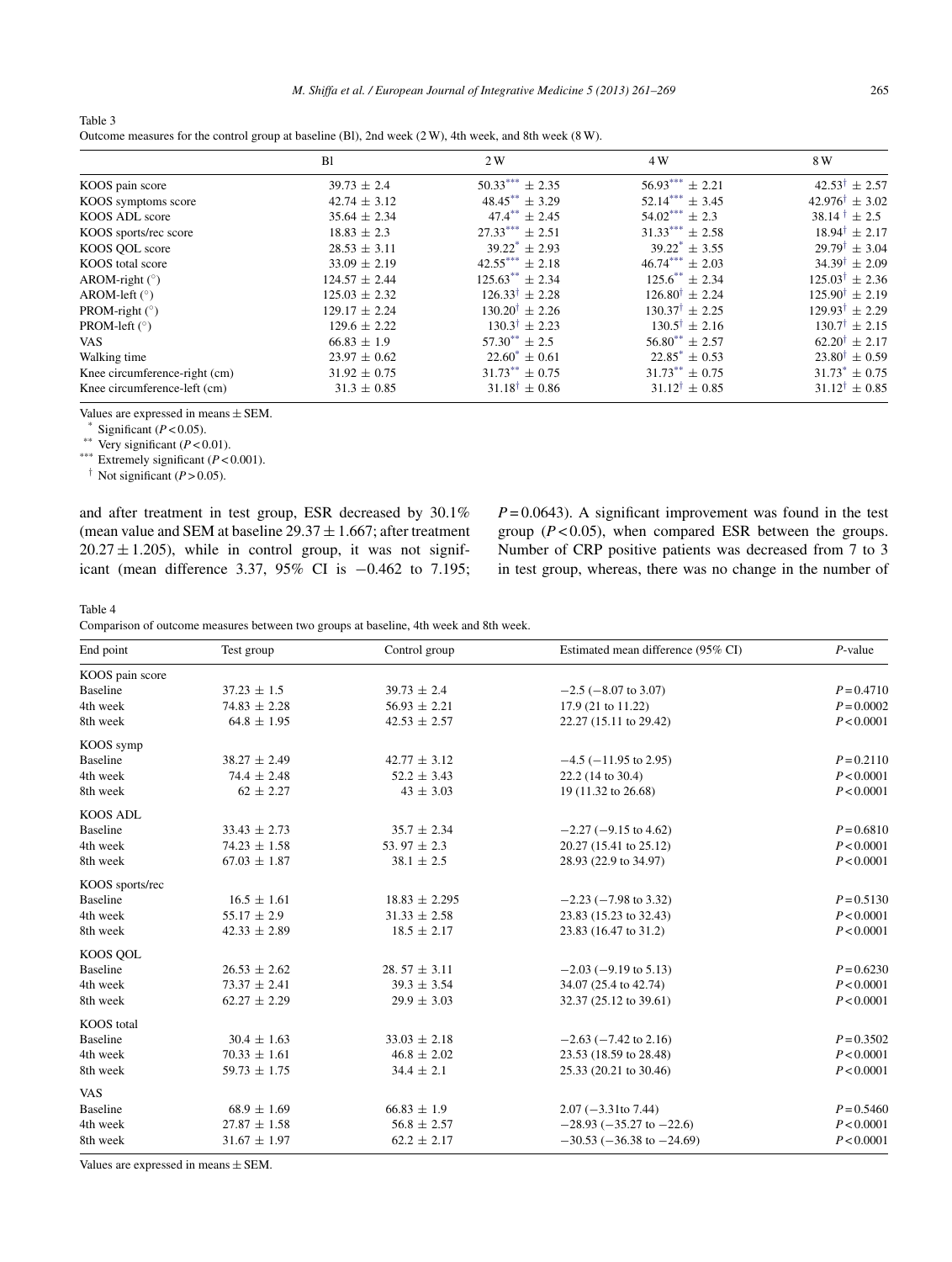Table 3
Outcome measures for the control group at baseline (Bl), 2nd week (2 W), 4th week, and 8th week (8 W).

| | Bl | 2 W | 4 W | 8 W |
|---|---|---|---|---|
| KOOS pain score | 39.73 ± 2.4 | 50.33*** ± 2.35 | 56.93*** ± 2.21 | 42.53† ± 2.57 |
| KOOS symptoms score | 42.74 ± 3.12 | 48.45** ± 3.29 | 52.14*** ± 3.45 | 42.976† ± 3.02 |
| KOOS ADL score | 35.64 ± 2.34 | 47.4** ± 2.45 | 54.02*** ± 2.3 | 38.14 † ± 2.5 |
| KOOS sports/rec score | 18.83 ± 2.3 | 27.33*** ± 2.51 | 31.33*** ± 2.58 | 18.94† ± 2.17 |
| KOOS QOL score | 28.53 ± 3.11 | 39.22* ± 2.93 | 39.22* ± 3.55 | 29.79† ± 3.04 |
| KOOS total score | 33.09 ± 2.19 | 42.55*** ± 2.18 | 46.74*** ± 2.03 | 34.39† ± 2.09 |
| AROM-right (°) | 124.57 ± 2.44 | 125.63** ± 2.34 | 125.6** ± 2.34 | 125.03† ± 2.36 |
| AROM-left (°) | 125.03 ± 2.32 | 126.33† ± 2.28 | 126.80† ± 2.24 | 125.90† ± 2.19 |
| PROM-right (°) | 129.17 ± 2.24 | 130.20† ± 2.26 | 130.37† ± 2.25 | 129.93† ± 2.29 |
| PROM-left (°) | 129.6 ± 2.22 | 130.3† ± 2.23 | 130.5† ± 2.16 | 130.7† ± 2.15 |
| VAS | 66.83 ± 1.9 | 57.30** ± 2.5 | 56.80** ± 2.57 | 62.20† ± 2.17 |
| Walking time | 23.97 ± 0.62 | 22.60* ± 0.61 | 22.85* ± 0.53 | 23.80† ± 0.59 |
| Knee circumference-right (cm) | 31.92 ± 0.75 | 31.73** ± 0.75 | 31.73** ± 0.75 | 31.73* ± 0.75 |
| Knee circumference-left (cm) | 31.3 ± 0.85 | 31.18† ± 0.86 | 31.12† ± 0.85 | 31.12† ± 0.85 |

Values are expressed in means ± SEM.
\* Significant ($P < 0.05$).
\*\* Very significant ($P < 0.01$).
\*\*\* Extremely significant ($P < 0.001$).
† Not significant ($P > 0.05$).

and after treatment in test group, ESR decreased by 30.1% (mean value and SEM at baseline 29.37 ± 1.667; after treatment 20.27 ± 1.205), while in control group, it was not significant (mean difference 3.37, 95% CI is −0.462 to 7.195; $P = 0.0643$). A significant improvement was found in the test group ($P < 0.05$), when compared ESR between the groups. Number of CRP positive patients was decreased from 7 to 3 in test group, whereas, there was no change in the number of

Table 4
Comparison of outcome measures between two groups at baseline, 4th week and 8th week.

| End point | Test group | Control group | Estimated mean difference (95% CI) | *P*-value |
|---|---|---|---|---|
| KOOS pain score | | | | |
| Baseline | 37.23 ± 1.5 | 39.73 ± 2.4 | −2.5 (−8.07 to 3.07) | $P = 0.4710$ |
| 4th week | 74.83 ± 2.28 | 56.93 ± 2.21 | 17.9 (21 to 11.22) | $P = 0.0002$ |
| 8th week | 64.8 ± 1.95 | 42.53 ± 2.57 | 22.27 (15.11 to 29.42) | $P < 0.0001$ |
| KOOS symp | | | | |
| Baseline | 38.27 ± 2.49 | 42.77 ± 3.12 | −4.5 (−11.95 to 2.95) | $P = 0.2110$ |
| 4th week | 74.4 ± 2.48 | 52.2 ± 3.43 | 22.2 (14 to 30.4) | $P < 0.0001$ |
| 8th week | 62 ± 2.27 | 43 ± 3.03 | 19 (11.32 to 26.68) | $P < 0.0001$ |
| KOOS ADL | | | | |
| Baseline | 33.43 ± 2.73 | 35.7 ± 2.34 | −2.27 (−9.15 to 4.62) | $P = 0.6810$ |
| 4th week | 74.23 ± 1.58 | 53. 97 ± 2.3 | 20.27 (15.41 to 25.12) | $P < 0.0001$ |
| 8th week | 67.03 ± 1.87 | 38.1 ± 2.5 | 28.93 (22.9 to 34.97) | $P < 0.0001$ |
| KOOS sports/rec | | | | |
| Baseline | 16.5 ± 1.61 | 18.83 ± 2.295 | −2.23 (−7.98 to 3.32) | $P = 0.5130$ |
| 4th week | 55.17 ± 2.9 | 31.33 ± 2.58 | 23.83 (15.23 to 32.43) | $P < 0.0001$ |
| 8th week | 42.33 ± 2.89 | 18.5 ± 2.17 | 23.83 (16.47 to 31.2) | $P < 0.0001$ |
| KOOS QOL | | | | |
| Baseline | 26.53 ± 2.62 | 28. 57 ± 3.11 | −2.03 (−9.19 to 5.13) | $P = 0.6230$ |
| 4th week | 73.37 ± 2.41 | 39.3 ± 3.54 | 34.07 (25.4 to 42.74) | $P < 0.0001$ |
| 8th week | 62.27 ± 2.29 | 29.9 ± 3.03 | 32.37 (25.12 to 39.61) | $P < 0.0001$ |
| KOOS total | | | | |
| Baseline | 30.4 ± 1.63 | 33.03 ± 2.18 | −2.63 (−7.42 to 2.16) | $P = 0.3502$ |
| 4th week | 70.33 ± 1.61 | 46.8 ± 2.02 | 23.53 (18.59 to 28.48) | $P < 0.0001$ |
| 8th week | 59.73 ± 1.75 | 34.4 ± 2.1 | 25.33 (20.21 to 30.46) | $P < 0.0001$ |
| VAS | | | | |
| Baseline | 68.9 ± 1.69 | 66.83 ± 1.9 | 2.07 (−3.31to 7.44) | $P = 0.5460$ |
| 4th week | 27.87 ± 1.58 | 56.8 ± 2.57 | −28.93 (−35.27 to −22.6) | $P < 0.0001$ |
| 8th week | 31.67 ± 1.97 | 62.2 ± 2.17 | −30.53 (−36.38 to −24.69) | $P < 0.0001$ |

Values are expressed in means ± SEM.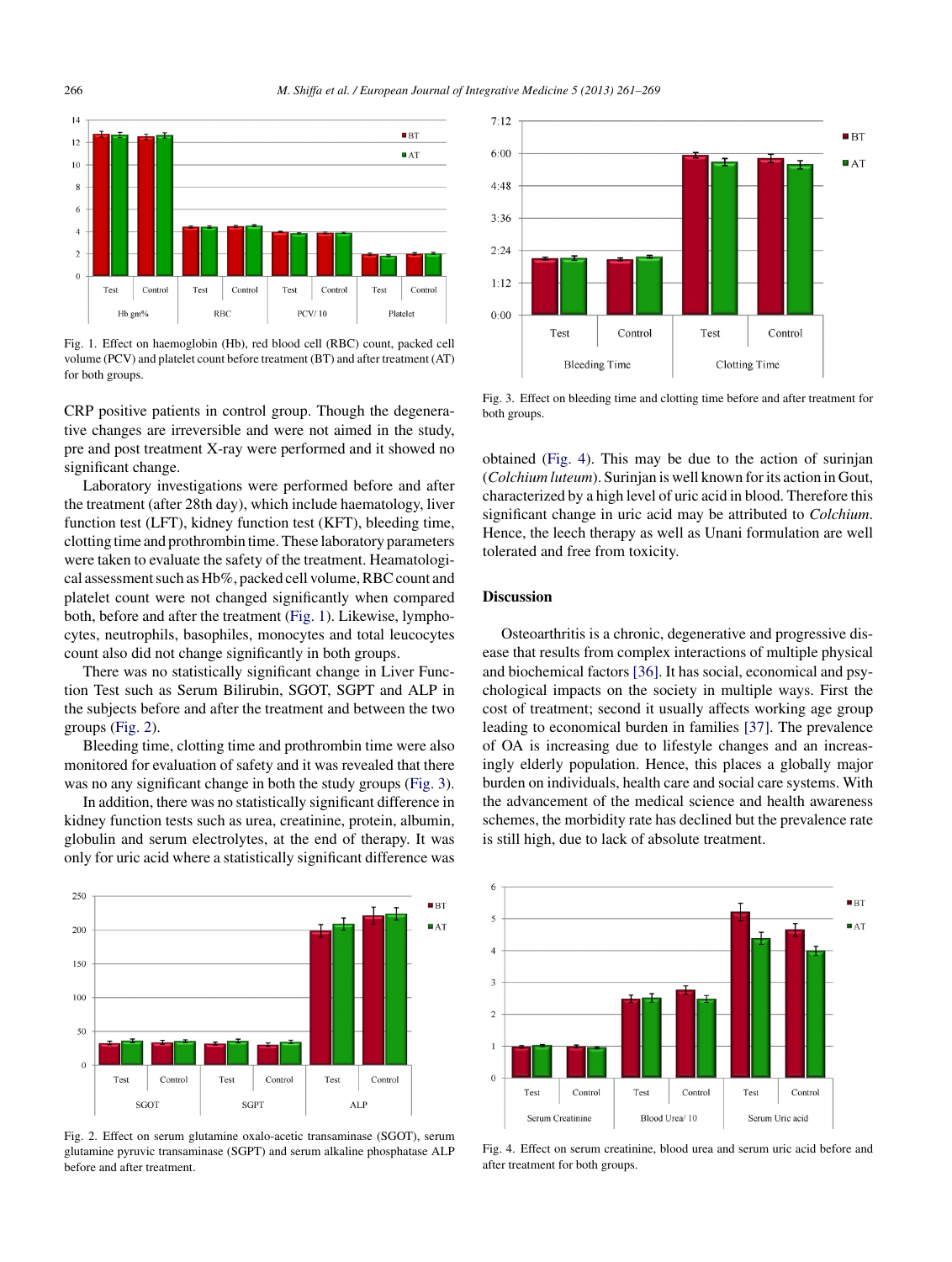Fig. 1. Effect on haemoglobin (Hb), red blood cell (RBC) count, packed cell volume (PCV) and platelet count before treatment (BT) and after treatment (AT) for both groups.

CRP positive patients in control group. Though the degenerative changes are irreversible and were not aimed in the study, pre and post treatment X-ray were performed and it showed no significant change.

Laboratory investigations were performed before and after the treatment (after 28th day), which include haematology, liver function test (LFT), kidney function test (KFT), bleeding time, clotting time and prothrombin time. These laboratory parameters were taken to evaluate the safety of the treatment. Heamatological assessment such as Hb%, packed cell volume, RBC count and platelet count were not changed significantly when compared both, before and after the treatment (Fig. 1). Likewise, lymphocytes, neutrophils, basophiles, monocytes and total leucocytes count also did not change significantly in both groups.

There was no statistically significant change in Liver Function Test such as Serum Bilirubin, SGOT, SGPT and ALP in the subjects before and after the treatment and between the two groups (Fig. 2).

Bleeding time, clotting time and prothrombin time were also monitored for evaluation of safety and it was revealed that there was no any significant change in both the study groups (Fig. 3).

In addition, there was no statistically significant difference in kidney function tests such as urea, creatinine, protein, albumin, globulin and serum electrolytes, at the end of therapy. It was only for uric acid where a statistically significant difference was obtained (Fig. 4). This may be due to the action of surinjan (*Colchium luteum*). Surinjan is well known for its action in Gout, characterized by a high level of uric acid in blood. Therefore this significant change in uric acid may be attributed to *Colchium*. Hence, the leech therapy as well as Unani formulation are well tolerated and free from toxicity.

Fig. 2. Effect on serum glutamine oxalo-acetic transaminase (SGOT), serum glutamine pyruvic transaminase (SGPT) and serum alkaline phosphatase ALP before and after treatment.

Fig. 3. Effect on bleeding time and clotting time before and after treatment for both groups.

## Discussion

Osteoarthritis is a chronic, degenerative and progressive disease that results from complex interactions of multiple physical and biochemical factors [36]. It has social, economical and psychological impacts on the society in multiple ways. First the cost of treatment; second it usually affects working age group leading to economical burden in families [37]. The prevalence of OA is increasing due to lifestyle changes and an increasingly elderly population. Hence, this places a globally major burden on individuals, health care and social care systems. With the advancement of the medical science and health awareness schemes, the morbidity rate has declined but the prevalence rate is still high, due to lack of absolute treatment.

Fig. 4. Effect on serum creatinine, blood urea and serum uric acid before and after treatment for both groups.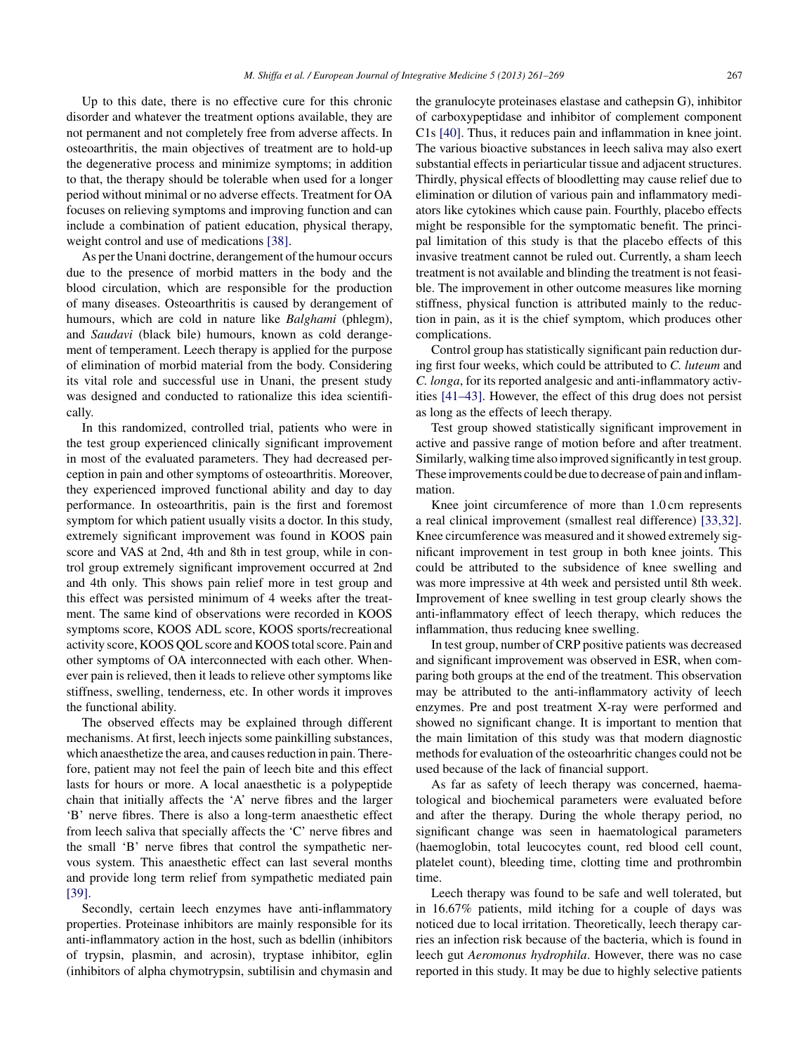Up to this date, there is no effective cure for this chronic disorder and whatever the treatment options available, they are not permanent and not completely free from adverse affects. In osteoarthritis, the main objectives of treatment are to hold-up the degenerative process and minimize symptoms; in addition to that, the therapy should be tolerable when used for a longer period without minimal or no adverse effects. Treatment for OA focuses on relieving symptoms and improving function and can include a combination of patient education, physical therapy, weight control and use of medications [38].

As per the Unani doctrine, derangement of the humour occurs due to the presence of morbid matters in the body and the blood circulation, which are responsible for the production of many diseases. Osteoarthritis is caused by derangement of humours, which are cold in nature like *Balghami* (phlegm), and *Saudavi* (black bile) humours, known as cold derangement of temperament. Leech therapy is applied for the purpose of elimination of morbid material from the body. Considering its vital role and successful use in Unani, the present study was designed and conducted to rationalize this idea scientifically.

In this randomized, controlled trial, patients who were in the test group experienced clinically significant improvement in most of the evaluated parameters. They had decreased perception in pain and other symptoms of osteoarthritis. Moreover, they experienced improved functional ability and day to day performance. In osteoarthritis, pain is the first and foremost symptom for which patient usually visits a doctor. In this study, extremely significant improvement was found in KOOS pain score and VAS at 2nd, 4th and 8th in test group, while in control group extremely significant improvement occurred at 2nd and 4th only. This shows pain relief more in test group and this effect was persisted minimum of 4 weeks after the treatment. The same kind of observations were recorded in KOOS symptoms score, KOOS ADL score, KOOS sports/recreational activity score, KOOS QOL score and KOOS total score. Pain and other symptoms of OA interconnected with each other. Whenever pain is relieved, then it leads to relieve other symptoms like stiffness, swelling, tenderness, etc. In other words it improves the functional ability.

The observed effects may be explained through different mechanisms. At first, leech injects some painkilling substances, which anaesthetize the area, and causes reduction in pain. Therefore, patient may not feel the pain of leech bite and this effect lasts for hours or more. A local anaesthetic is a polypeptide chain that initially affects the 'A' nerve fibres and the larger 'B' nerve fibres. There is also a long-term anaesthetic effect from leech saliva that specially affects the 'C' nerve fibres and the small 'B' nerve fibres that control the sympathetic nervous system. This anaesthetic effect can last several months and provide long term relief from sympathetic mediated pain [39].

Secondly, certain leech enzymes have anti-inflammatory properties. Proteinase inhibitors are mainly responsible for its anti-inflammatory action in the host, such as bdellin (inhibitors of trypsin, plasmin, and acrosin), tryptase inhibitor, eglin (inhibitors of alpha chymotrypsin, subtilisin and chymasin and the granulocyte proteinases elastase and cathepsin G), inhibitor of carboxypeptidase and inhibitor of complement component C1s [40]. Thus, it reduces pain and inflammation in knee joint. The various bioactive substances in leech saliva may also exert substantial effects in periarticular tissue and adjacent structures. Thirdly, physical effects of bloodletting may cause relief due to elimination or dilution of various pain and inflammatory mediators like cytokines which cause pain. Fourthly, placebo effects might be responsible for the symptomatic benefit. The principal limitation of this study is that the placebo effects of this invasive treatment cannot be ruled out. Currently, a sham leech treatment is not available and blinding the treatment is not feasible. The improvement in other outcome measures like morning stiffness, physical function is attributed mainly to the reduction in pain, as it is the chief symptom, which produces other complications.

Control group has statistically significant pain reduction during first four weeks, which could be attributed to *C. luteum* and *C. longa*, for its reported analgesic and anti-inflammatory activities [41–43]. However, the effect of this drug does not persist as long as the effects of leech therapy.

Test group showed statistically significant improvement in active and passive range of motion before and after treatment. Similarly, walking time also improved significantly in test group. These improvements could be due to decrease of pain and inflammation.

Knee joint circumference of more than 1.0 cm represents a real clinical improvement (smallest real difference) [33,32]. Knee circumference was measured and it showed extremely significant improvement in test group in both knee joints. This could be attributed to the subsidence of knee swelling and was more impressive at 4th week and persisted until 8th week. Improvement of knee swelling in test group clearly shows the anti-inflammatory effect of leech therapy, which reduces the inflammation, thus reducing knee swelling.

In test group, number of CRP positive patients was decreased and significant improvement was observed in ESR, when comparing both groups at the end of the treatment. This observation may be attributed to the anti-inflammatory activity of leech enzymes. Pre and post treatment X-ray were performed and showed no significant change. It is important to mention that the main limitation of this study was that modern diagnostic methods for evaluation of the osteoarhritic changes could not be used because of the lack of financial support.

As far as safety of leech therapy was concerned, haematological and biochemical parameters were evaluated before and after the therapy. During the whole therapy period, no significant change was seen in haematological parameters (haemoglobin, total leucocytes count, red blood cell count, platelet count), bleeding time, clotting time and prothrombin time.

Leech therapy was found to be safe and well tolerated, but in 16.67% patients, mild itching for a couple of days was noticed due to local irritation. Theoretically, leech therapy carries an infection risk because of the bacteria, which is found in leech gut *Aeromonus hydrophila*. However, there was no case reported in this study. It may be due to highly selective patients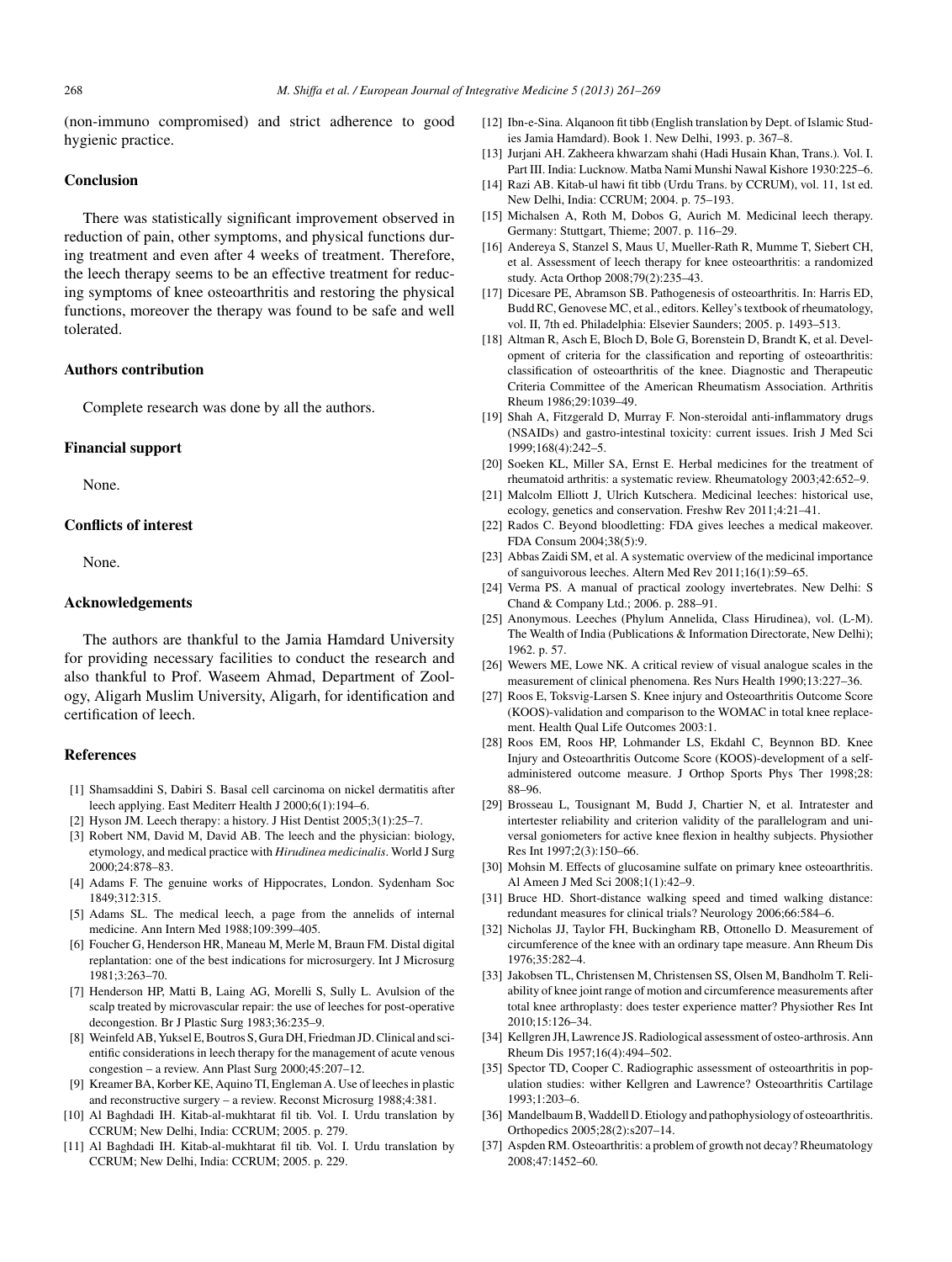(non-immuno compromised) and strict adherence to good hygienic practice.

## Conclusion

There was statistically significant improvement observed in reduction of pain, other symptoms, and physical functions during treatment and even after 4 weeks of treatment. Therefore, the leech therapy seems to be an effective treatment for reducing symptoms of knee osteoarthritis and restoring the physical functions, moreover the therapy was found to be safe and well tolerated.

## Authors contribution

Complete research was done by all the authors.

## Financial support

None.

## Conflicts of interest

None.

## Acknowledgements

The authors are thankful to the Jamia Hamdard University for providing necessary facilities to conduct the research and also thankful to Prof. Waseem Ahmad, Department of Zoology, Aligarh Muslim University, Aligarh, for identification and certification of leech.

## References

[1] Shamsaddini S, Dabiri S. Basal cell carcinoma on nickel dermatitis after leech applying. East Mediterr Health J 2000;6(1):194–6.

[2] Hyson JM. Leech therapy: a history. J Hist Dentist 2005;3(1):25–7.

[3] Robert NM, David M, David AB. The leech and the physician: biology, etymology, and medical practice with *Hirudinea medicinalis*. World J Surg 2000;24:878–83.

[4] Adams F. The genuine works of Hippocrates, London. Sydenham Soc 1849;312:315.

[5] Adams SL. The medical leech, a page from the annelids of internal medicine. Ann Intern Med 1988;109:399–405.

[6] Foucher G, Henderson HR, Maneau M, Merle M, Braun FM. Distal digital replantation: one of the best indications for microsurgery. Int J Microsurg 1981;3:263–70.

[7] Henderson HP, Matti B, Laing AG, Morelli S, Sully L. Avulsion of the scalp treated by microvascular repair: the use of leeches for post-operative decongestion. Br J Plastic Surg 1983;36:235–9.

[8] Weinfeld AB, Yuksel E, Boutros S, Gura DH, Friedman JD. Clinical and scientific considerations in leech therapy for the management of acute venous congestion – a review. Ann Plast Surg 2000;45:207–12.

[9] Kreamer BA, Korber KE, Aquino TI, Engleman A. Use of leeches in plastic and reconstructive surgery – a review. Reconst Microsurg 1988;4:381.

[10] Al Baghdadi IH. Kitab-al-mukhtarat fil tib. Vol. I. Urdu translation by CCRUM; New Delhi, India: CCRUM; 2005. p. 279.

[11] Al Baghdadi IH. Kitab-al-mukhtarat fil tib. Vol. I. Urdu translation by CCRUM; New Delhi, India: CCRUM; 2005. p. 229.

[12] Ibn-e-Sina. Alqanoon fit tibb (English translation by Dept. of Islamic Studies Jamia Hamdard). Book 1. New Delhi, 1993. p. 367–8.

[13] Jurjani AH. Zakheera khwarzam shahi (Hadi Husain Khan, Trans.). Vol. I. Part III. India: Lucknow. Matba Nami Munshi Nawal Kishore 1930:225–6.

[14] Razi AB. Kitab-ul hawi fit tibb (Urdu Trans. by CCRUM), vol. 11, 1st ed. New Delhi, India: CCRUM; 2004. p. 75–193.

[15] Michalsen A, Roth M, Dobos G, Aurich M. Medicinal leech therapy. Germany: Stuttgart, Thieme; 2007. p. 116–29.

[16] Andereya S, Stanzel S, Maus U, Mueller-Rath R, Mumme T, Siebert CH, et al. Assessment of leech therapy for knee osteoarthritis: a randomized study. Acta Orthop 2008;79(2):235–43.

[17] Dicesare PE, Abramson SB. Pathogenesis of osteoarthritis. In: Harris ED, Budd RC, Genovese MC, et al., editors. Kelley's textbook of rheumatology, vol. II, 7th ed. Philadelphia: Elsevier Saunders; 2005. p. 1493–513.

[18] Altman R, Asch E, Bloch D, Bole G, Borenstein D, Brandt K, et al. Development of criteria for the classification and reporting of osteoarthritis: classification of osteoarthritis of the knee. Diagnostic and Therapeutic Criteria Committee of the American Rheumatism Association. Arthritis Rheum 1986;29:1039–49.

[19] Shah A, Fitzgerald D, Murray F. Non-steroidal anti-inflammatory drugs (NSAIDs) and gastro-intestinal toxicity: current issues. Irish J Med Sci 1999;168(4):242–5.

[20] Soeken KL, Miller SA, Ernst E. Herbal medicines for the treatment of rheumatoid arthritis: a systematic review. Rheumatology 2003;42:652–9.

[21] Malcolm Elliott J, Ulrich Kutschera. Medicinal leeches: historical use, ecology, genetics and conservation. Freshw Rev 2011;4:21–41.

[22] Rados C. Beyond bloodletting: FDA gives leeches a medical makeover. FDA Consum 2004;38(5):9.

[23] Abbas Zaidi SM, et al. A systematic overview of the medicinal importance of sanguivorous leeches. Altern Med Rev 2011;16(1):59–65.

[24] Verma PS. A manual of practical zoology invertebrates. New Delhi: S Chand & Company Ltd.; 2006. p. 288–91.

[25] Anonymous. Leeches (Phylum Annelida, Class Hirudinea), vol. (L-M). The Wealth of India (Publications & Information Directorate, New Delhi); 1962. p. 57.

[26] Wewers ME, Lowe NK. A critical review of visual analogue scales in the measurement of clinical phenomena. Res Nurs Health 1990;13:227–36.

[27] Roos E, Toksvig-Larsen S. Knee injury and Osteoarthritis Outcome Score (KOOS)-validation and comparison to the WOMAC in total knee replacement. Health Qual Life Outcomes 2003:1.

[28] Roos EM, Roos HP, Lohmander LS, Ekdahl C, Beynnon BD. Knee Injury and Osteoarthritis Outcome Score (KOOS)-development of a self-administered outcome measure. J Orthop Sports Phys Ther 1998;28: 88–96.

[29] Brosseau L, Tousignant M, Budd J, Chartier N, et al. Intratester and intertester reliability and criterion validity of the parallelogram and universal goniometers for active knee flexion in healthy subjects. Physiother Res Int 1997;2(3):150–66.

[30] Mohsin M. Effects of glucosamine sulfate on primary knee osteoarthritis. Al Ameen J Med Sci 2008;1(1):42–9.

[31] Bruce HD. Short-distance walking speed and timed walking distance: redundant measures for clinical trials? Neurology 2006;66:584–6.

[32] Nicholas JJ, Taylor FH, Buckingham RB, Ottonello D. Measurement of circumference of the knee with an ordinary tape measure. Ann Rheum Dis 1976;35:282–4.

[33] Jakobsen TL, Christensen M, Christensen SS, Olsen M, Bandholm T. Reliability of knee joint range of motion and circumference measurements after total knee arthroplasty: does tester experience matter? Physiother Res Int 2010;15:126–34.

[34] Kellgren JH, Lawrence JS. Radiological assessment of osteo-arthrosis. Ann Rheum Dis 1957;16(4):494–502.

[35] Spector TD, Cooper C. Radiographic assessment of osteoarthritis in population studies: wither Kellgren and Lawrence? Osteoarthritis Cartilage 1993;1:203–6.

[36] Mandelbaum B, Waddell D. Etiology and pathophysiology of osteoarthritis. Orthopedics 2005;28(2):s207–14.

[37] Aspden RM. Osteoarthritis: a problem of growth not decay? Rheumatology 2008;47:1452–60.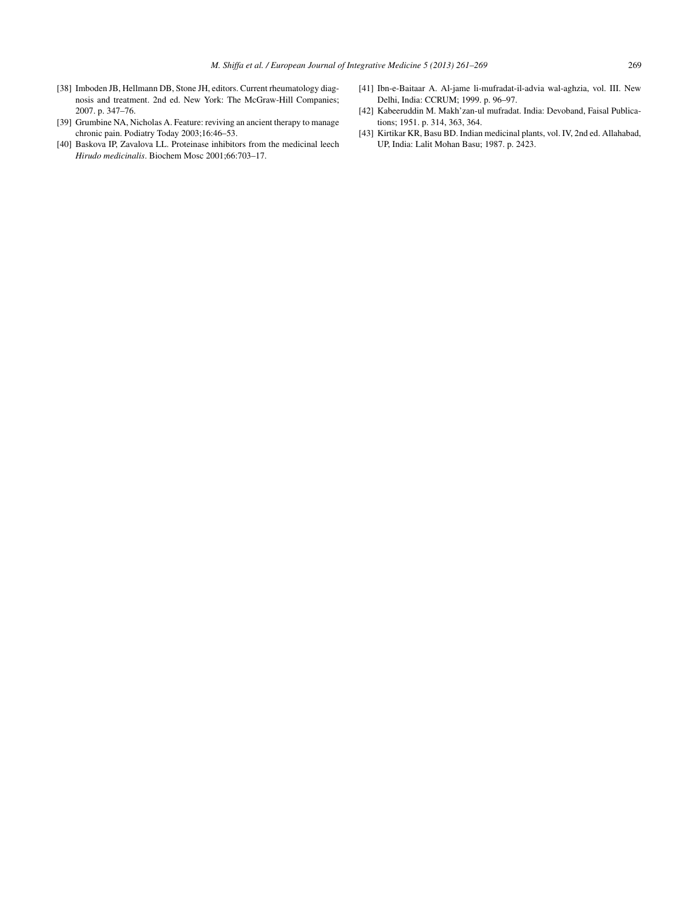[38] Imboden JB, Hellmann DB, Stone JH, editors. Current rheumatology diagnosis and treatment. 2nd ed. New York: The McGraw-Hill Companies; 2007. p. 347–76.

[39] Grumbine NA, Nicholas A. Feature: reviving an ancient therapy to manage chronic pain. Podiatry Today 2003;16:46–53.

[40] Baskova IP, Zavalova LL. Proteinase inhibitors from the medicinal leech *Hirudo medicinalis*. Biochem Mosc 2001;66:703–17.

[41] Ibn-e-Baitaar A. Al-jame li-mufradat-il-advia wal-aghzia, vol. III. New Delhi, India: CCRUM; 1999. p. 96–97.

[42] Kabeeruddin M. Makh'zan-ul mufradat. India: Devoband, Faisal Publications; 1951. p. 314, 363, 364.

[43] Kirtikar KR, Basu BD. Indian medicinal plants, vol. IV, 2nd ed. Allahabad, UP, India: Lalit Mohan Basu; 1987. p. 2423.